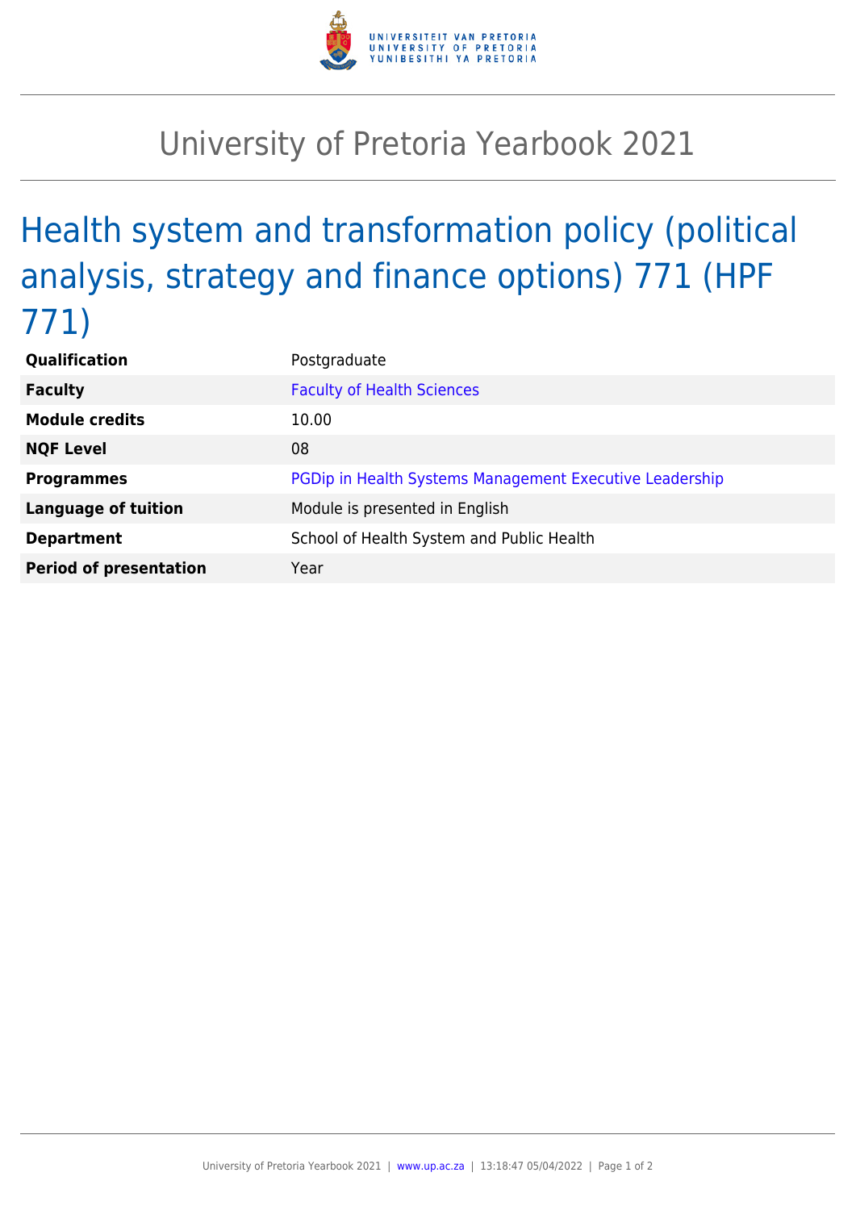# University of Pretoria Yearbook 2021

## Health system and transformation policy (political analysis, strategy and finance options) 771 (HPF 771)

| | |
|---|---|
| **Qualification** | Postgraduate |
| **Faculty** | Faculty of Health Sciences |
| **Module credits** | 10.00 |
| **NQF Level** | 08 |
| **Programmes** | PGDip in Health Systems Management Executive Leadership |
| **Language of tuition** | Module is presented in English |
| **Department** | School of Health System and Public Health |
| **Period of presentation** | Year |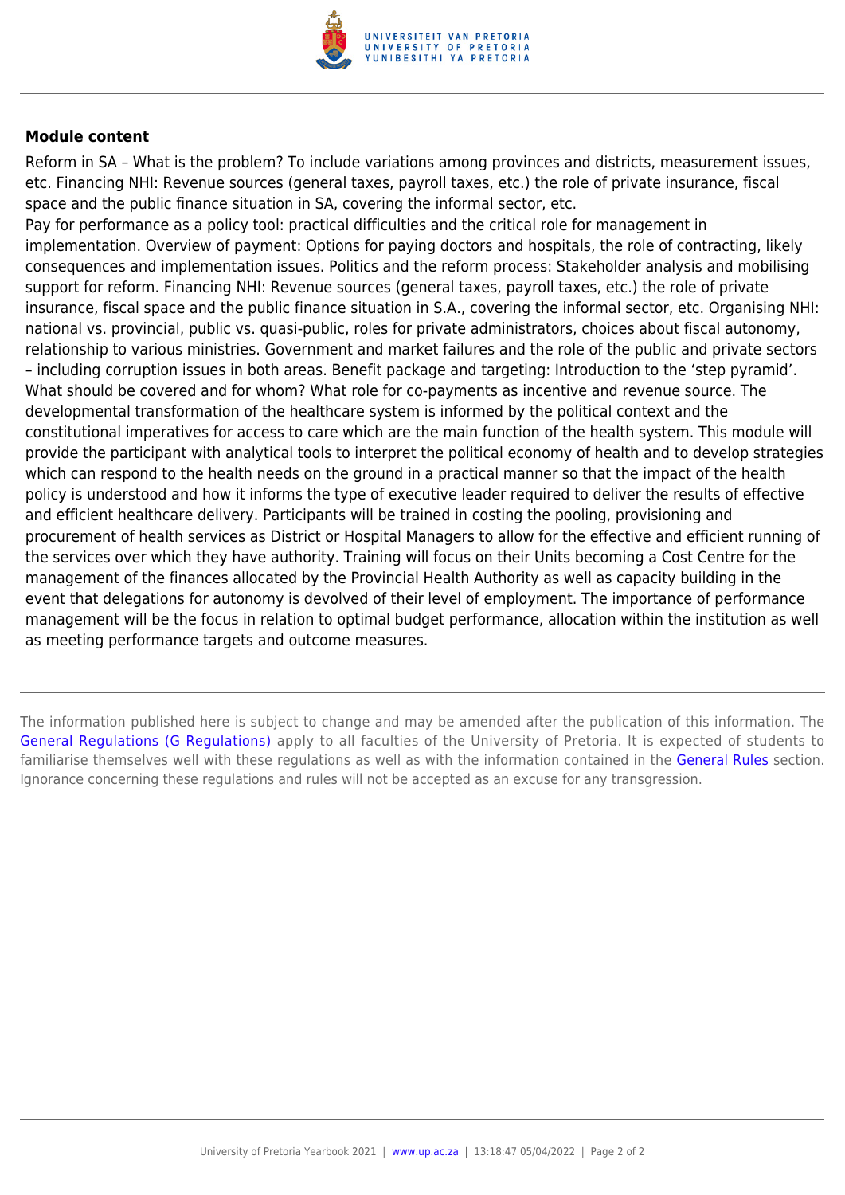### Module content

Reform in SA – What is the problem? To include variations among provinces and districts, measurement issues, etc. Financing NHI: Revenue sources (general taxes, payroll taxes, etc.) the role of private insurance, fiscal space and the public finance situation in SA, covering the informal sector, etc.
Pay for performance as a policy tool: practical difficulties and the critical role for management in implementation. Overview of payment: Options for paying doctors and hospitals, the role of contracting, likely consequences and implementation issues. Politics and the reform process: Stakeholder analysis and mobilising support for reform. Financing NHI: Revenue sources (general taxes, payroll taxes, etc.) the role of private insurance, fiscal space and the public finance situation in S.A., covering the informal sector, etc. Organising NHI: national vs. provincial, public vs. quasi-public, roles for private administrators, choices about fiscal autonomy, relationship to various ministries. Government and market failures and the role of the public and private sectors – including corruption issues in both areas. Benefit package and targeting: Introduction to the 'step pyramid'. What should be covered and for whom? What role for co-payments as incentive and revenue source. The developmental transformation of the healthcare system is informed by the political context and the constitutional imperatives for access to care which are the main function of the health system. This module will provide the participant with analytical tools to interpret the political economy of health and to develop strategies which can respond to the health needs on the ground in a practical manner so that the impact of the health policy is understood and how it informs the type of executive leader required to deliver the results of effective and efficient healthcare delivery. Participants will be trained in costing the pooling, provisioning and procurement of health services as District or Hospital Managers to allow for the effective and efficient running of the services over which they have authority. Training will focus on their Units becoming a Cost Centre for the management of the finances allocated by the Provincial Health Authority as well as capacity building in the event that delegations for autonomy is devolved of their level of employment. The importance of performance management will be the focus in relation to optimal budget performance, allocation within the institution as well as meeting performance targets and outcome measures.

The information published here is subject to change and may be amended after the publication of this information. The General Regulations (G Regulations) apply to all faculties of the University of Pretoria. It is expected of students to familiarise themselves well with these regulations as well as with the information contained in the General Rules section. Ignorance concerning these regulations and rules will not be accepted as an excuse for any transgression.